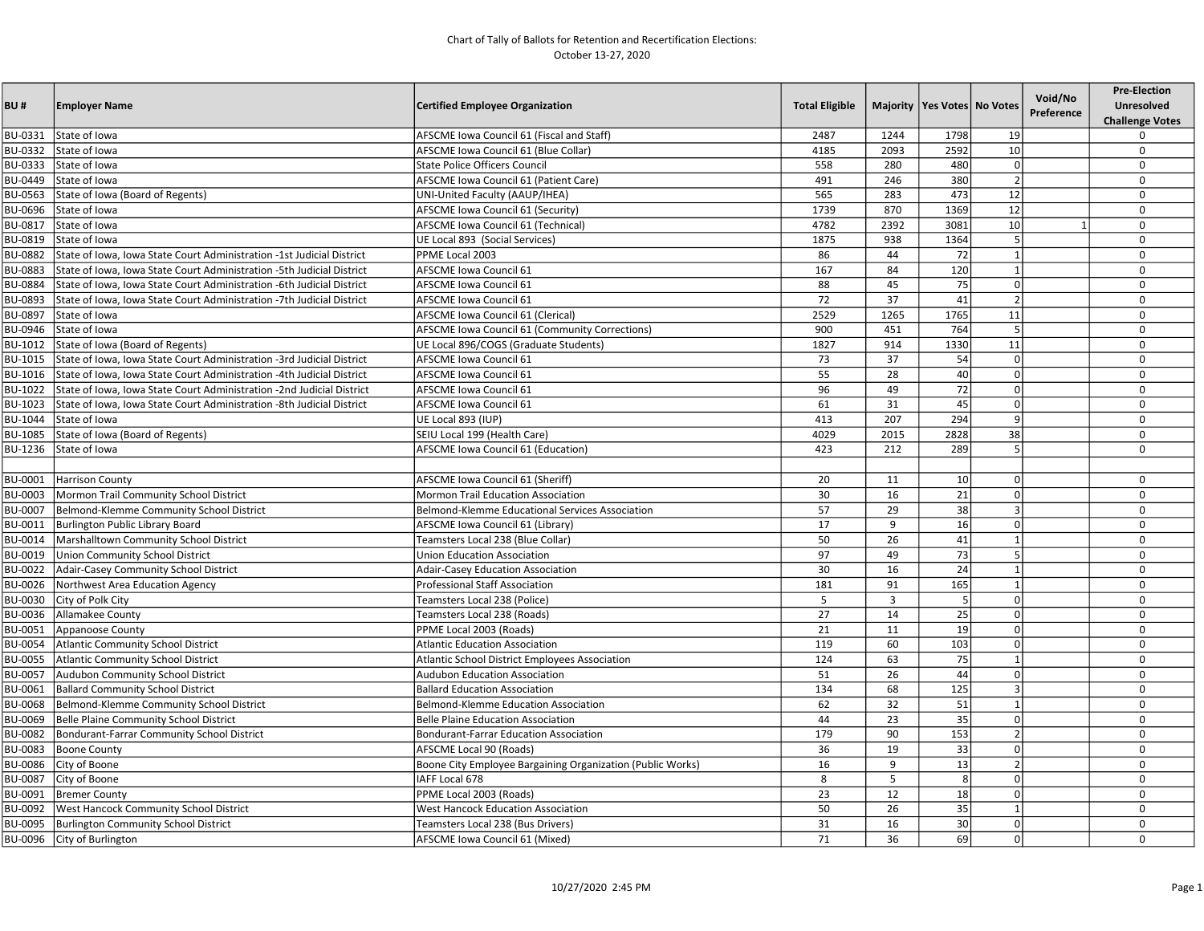Chart of Tally of Ballots for Retention and Recertification Elections:
October 13-27, 2020

| BU # | Employer Name | Certified Employee Organization | Total Eligible | Majority | Yes Votes | No Votes | Void/No Preference | Pre-Election Unresolved Challenge Votes |
|---|---|---|---|---|---|---|---|---|
| BU-0331 | State of Iowa | AFSCME Iowa Council 61 (Fiscal and Staff) | 2487 | 1244 | 1798 | 19 | | 0 |
| BU-0332 | State of Iowa | AFSCME Iowa Council 61 (Blue Collar) | 4185 | 2093 | 2592 | 10 | | 0 |
| BU-0333 | State of Iowa | State Police Officers Council | 558 | 280 | 480 | 0 | | 0 |
| BU-0449 | State of Iowa | AFSCME Iowa Council 61 (Patient Care) | 491 | 246 | 380 | 2 | | 0 |
| BU-0563 | State of Iowa (Board of Regents) | UNI-United Faculty (AAUP/IHEA) | 565 | 283 | 473 | 12 | | 0 |
| BU-0696 | State of Iowa | AFSCME Iowa Council 61 (Security) | 1739 | 870 | 1369 | 12 | | 0 |
| BU-0817 | State of Iowa | AFSCME Iowa Council 61 (Technical) | 4782 | 2392 | 3081 | 10 | 1 | 0 |
| BU-0819 | State of Iowa | UE Local 893 (Social Services) | 1875 | 938 | 1364 | 5 | | 0 |
| BU-0882 | State of Iowa, Iowa State Court Administration -1st Judicial District | PPME Local 2003 | 86 | 44 | 72 | 1 | | 0 |
| BU-0883 | State of Iowa, Iowa State Court Administration -5th Judicial District | AFSCME Iowa Council 61 | 167 | 84 | 120 | 1 | | 0 |
| BU-0884 | State of Iowa, Iowa State Court Administration -6th Judicial District | AFSCME Iowa Council 61 | 88 | 45 | 75 | 0 | | 0 |
| BU-0893 | State of Iowa, Iowa State Court Administration -7th Judicial District | AFSCME Iowa Council 61 | 72 | 37 | 41 | 2 | | 0 |
| BU-0897 | State of Iowa | AFSCME Iowa Council 61 (Clerical) | 2529 | 1265 | 1765 | 11 | | 0 |
| BU-0946 | State of Iowa | AFSCME Iowa Council 61 (Community Corrections) | 900 | 451 | 764 | 5 | | 0 |
| BU-1012 | State of Iowa (Board of Regents) | UE Local 896/COGS (Graduate Students) | 1827 | 914 | 1330 | 11 | | 0 |
| BU-1015 | State of Iowa, Iowa State Court Administration -3rd Judicial District | AFSCME Iowa Council 61 | 73 | 37 | 54 | 0 | | 0 |
| BU-1016 | State of Iowa, Iowa State Court Administration -4th Judicial District | AFSCME Iowa Council 61 | 55 | 28 | 40 | 0 | | 0 |
| BU-1022 | State of Iowa, Iowa State Court Administration -2nd Judicial District | AFSCME Iowa Council 61 | 96 | 49 | 72 | 0 | | 0 |
| BU-1023 | State of Iowa, Iowa State Court Administration -8th Judicial District | AFSCME Iowa Council 61 | 61 | 31 | 45 | 0 | | 0 |
| BU-1044 | State of Iowa | UE Local 893 (IUP) | 413 | 207 | 294 | 9 | | 0 |
| BU-1085 | State of Iowa (Board of Regents) | SEIU Local 199 (Health Care) | 4029 | 2015 | 2828 | 38 | | 0 |
| BU-1236 | State of Iowa | AFSCME Iowa Council 61 (Education) | 423 | 212 | 289 | 5 | | 0 |
| | | | | | | | | |
| BU-0001 | Harrison County | AFSCME Iowa Council 61 (Sheriff) | 20 | 11 | 10 | 0 | | 0 |
| BU-0003 | Mormon Trail Community School District | Mormon Trail Education Association | 30 | 16 | 21 | 0 | | 0 |
| BU-0007 | Belmond-Klemme Community School District | Belmond-Klemme Educational Services Association | 57 | 29 | 38 | 3 | | 0 |
| BU-0011 | Burlington Public Library Board | AFSCME Iowa Council 61 (Library) | 17 | 9 | 16 | 0 | | 0 |
| BU-0014 | Marshalltown Community School District | Teamsters Local 238 (Blue Collar) | 50 | 26 | 41 | 1 | | 0 |
| BU-0019 | Union Community School District | Union Education Association | 97 | 49 | 73 | 5 | | 0 |
| BU-0022 | Adair-Casey Community School District | Adair-Casey Education Association | 30 | 16 | 24 | 1 | | 0 |
| BU-0026 | Northwest Area Education Agency | Professional Staff Association | 181 | 91 | 165 | 1 | | 0 |
| BU-0030 | City of Polk City | Teamsters Local 238 (Police) | 5 | 3 | 5 | 0 | | 0 |
| BU-0036 | Allamakee County | Teamsters Local 238 (Roads) | 27 | 14 | 25 | 0 | | 0 |
| BU-0051 | Appanoose County | PPME Local 2003 (Roads) | 21 | 11 | 19 | 0 | | 0 |
| BU-0054 | Atlantic Community School District | Atlantic Education Association | 119 | 60 | 103 | 0 | | 0 |
| BU-0055 | Atlantic Community School District | Atlantic School District Employees Association | 124 | 63 | 75 | 1 | | 0 |
| BU-0057 | Audubon Community School District | Audubon Education Association | 51 | 26 | 44 | 0 | | 0 |
| BU-0061 | Ballard Community School District | Ballard Education Association | 134 | 68 | 125 | 3 | | 0 |
| BU-0068 | Belmond-Klemme Community School District | Belmond-Klemme Education Association | 62 | 32 | 51 | 1 | | 0 |
| BU-0069 | Belle Plaine Community School District | Belle Plaine Education Association | 44 | 23 | 35 | 0 | | 0 |
| BU-0082 | Bondurant-Farrar Community School District | Bondurant-Farrar Education Association | 179 | 90 | 153 | 2 | | 0 |
| BU-0083 | Boone County | AFSCME Local 90 (Roads) | 36 | 19 | 33 | 0 | | 0 |
| BU-0086 | City of Boone | Boone City Employee Bargaining Organization (Public Works) | 16 | 9 | 13 | 2 | | 0 |
| BU-0087 | City of Boone | IAFF Local 678 | 8 | 5 | 8 | 0 | | 0 |
| BU-0091 | Bremer County | PPME Local 2003 (Roads) | 23 | 12 | 18 | 0 | | 0 |
| BU-0092 | West Hancock Community School District | West Hancock Education Association | 50 | 26 | 35 | 1 | | 0 |
| BU-0095 | Burlington Community School District | Teamsters Local 238 (Bus Drivers) | 31 | 16 | 30 | 0 | | 0 |
| BU-0096 | City of Burlington | AFSCME Iowa Council 61 (Mixed) | 71 | 36 | 69 | 0 | | 0 |

10/27/2020 2:45 PM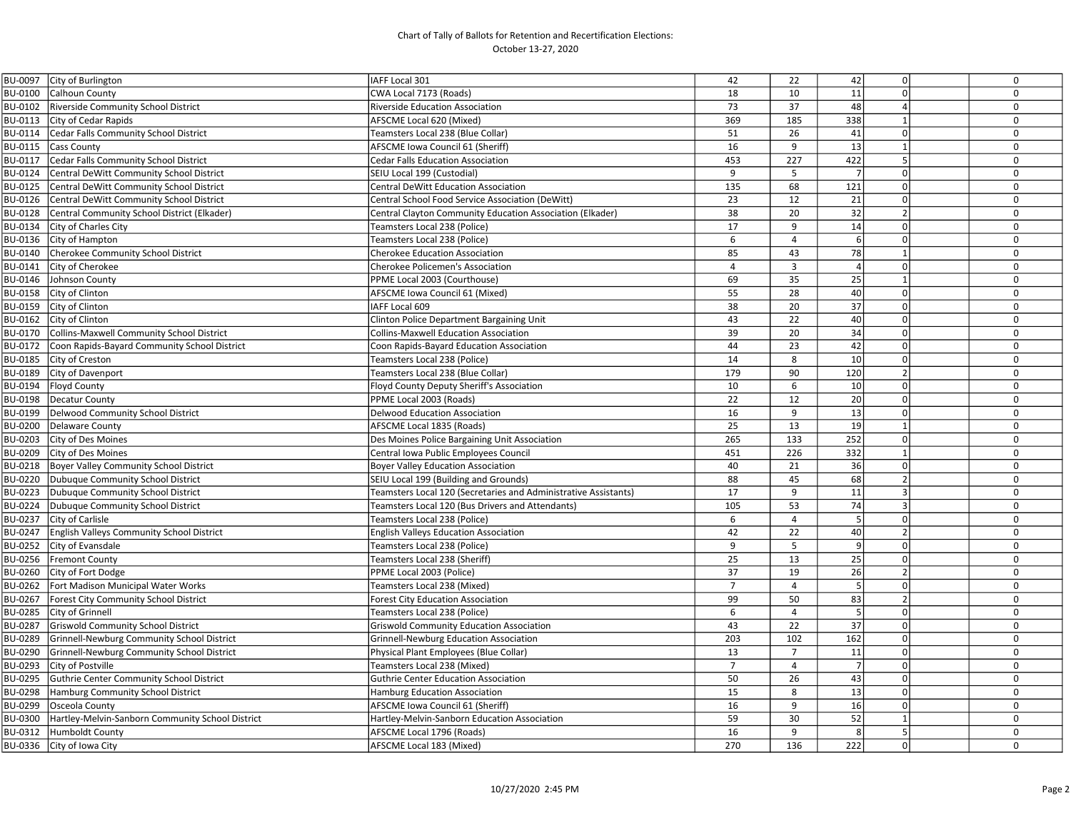Chart of Tally of Ballots for Retention and Recertification Elections:
October 13-27, 2020

| | | | | | | | | |
|---|---|---|---|---|---|---|---|---|
| BU-0097 | City of Burlington | IAFF Local 301 | 42 | 22 | 42 | 0 | | 0 |
| BU-0100 | Calhoun County | CWA Local 7173 (Roads) | 18 | 10 | 11 | 0 | | 0 |
| BU-0102 | Riverside Community School District | Riverside Education Association | 73 | 37 | 48 | 4 | | 0 |
| BU-0113 | City of Cedar Rapids | AFSCME Local 620 (Mixed) | 369 | 185 | 338 | 1 | | 0 |
| BU-0114 | Cedar Falls Community School District | Teamsters Local 238 (Blue Collar) | 51 | 26 | 41 | 0 | | 0 |
| BU-0115 | Cass County | AFSCME Iowa Council 61 (Sheriff) | 16 | 9 | 13 | 1 | | 0 |
| BU-0117 | Cedar Falls Community School District | Cedar Falls Education Association | 453 | 227 | 422 | 5 | | 0 |
| BU-0124 | Central DeWitt Community School District | SEIU Local 199 (Custodial) | 9 | 5 | 7 | 0 | | 0 |
| BU-0125 | Central DeWitt Community School District | Central DeWitt Education Association | 135 | 68 | 121 | 0 | | 0 |
| BU-0126 | Central DeWitt Community School District | Central School Food Service Association (DeWitt) | 23 | 12 | 21 | 0 | | 0 |
| BU-0128 | Central Community School District (Elkader) | Central Clayton Community Education Association (Elkader) | 38 | 20 | 32 | 2 | | 0 |
| BU-0134 | City of Charles City | Teamsters Local 238 (Police) | 17 | 9 | 14 | 0 | | 0 |
| BU-0136 | City of Hampton | Teamsters Local 238 (Police) | 6 | 4 | 6 | 0 | | 0 |
| BU-0140 | Cherokee Community School District | Cherokee Education Association | 85 | 43 | 78 | 1 | | 0 |
| BU-0141 | City of Cherokee | Cherokee Policemen's Association | 4 | 3 | 4 | 0 | | 0 |
| BU-0146 | Johnson County | PPME Local 2003 (Courthouse) | 69 | 35 | 25 | 1 | | 0 |
| BU-0158 | City of Clinton | AFSCME Iowa Council 61 (Mixed) | 55 | 28 | 40 | 0 | | 0 |
| BU-0159 | City of Clinton | IAFF Local 609 | 38 | 20 | 37 | 0 | | 0 |
| BU-0162 | City of Clinton | Clinton Police Department Bargaining Unit | 43 | 22 | 40 | 0 | | 0 |
| BU-0170 | Collins-Maxwell Community School District | Collins-Maxwell Education Association | 39 | 20 | 34 | 0 | | 0 |
| BU-0172 | Coon Rapids-Bayard Community School District | Coon Rapids-Bayard Education Association | 44 | 23 | 42 | 0 | | 0 |
| BU-0185 | City of Creston | Teamsters Local 238 (Police) | 14 | 8 | 10 | 0 | | 0 |
| BU-0189 | City of Davenport | Teamsters Local 238 (Blue Collar) | 179 | 90 | 120 | 2 | | 0 |
| BU-0194 | Floyd County | Floyd County Deputy Sheriff's Association | 10 | 6 | 10 | 0 | | 0 |
| BU-0198 | Decatur County | PPME Local 2003 (Roads) | 22 | 12 | 20 | 0 | | 0 |
| BU-0199 | Delwood Community School District | Delwood Education Association | 16 | 9 | 13 | 0 | | 0 |
| BU-0200 | Delaware County | AFSCME Local 1835 (Roads) | 25 | 13 | 19 | 1 | | 0 |
| BU-0203 | City of Des Moines | Des Moines Police Bargaining Unit Association | 265 | 133 | 252 | 0 | | 0 |
| BU-0209 | City of Des Moines | Central Iowa Public Employees Council | 451 | 226 | 332 | 1 | | 0 |
| BU-0218 | Boyer Valley Community School District | Boyer Valley Education Association | 40 | 21 | 36 | 0 | | 0 |
| BU-0220 | Dubuque Community School District | SEIU Local 199 (Building and Grounds) | 88 | 45 | 68 | 2 | | 0 |
| BU-0223 | Dubuque Community School District | Teamsters Local 120 (Secretaries and Administrative Assistants) | 17 | 9 | 11 | 3 | | 0 |
| BU-0224 | Dubuque Community School District | Teamsters Local 120 (Bus Drivers and Attendants) | 105 | 53 | 74 | 3 | | 0 |
| BU-0237 | City of Carlisle | Teamsters Local 238 (Police) | 6 | 4 | 5 | 0 | | 0 |
| BU-0247 | English Valleys Community School District | English Valleys Education Association | 42 | 22 | 40 | 2 | | 0 |
| BU-0252 | City of Evansdale | Teamsters Local 238 (Police) | 9 | 5 | 9 | 0 | | 0 |
| BU-0256 | Fremont County | Teamsters Local 238 (Sheriff) | 25 | 13 | 25 | 0 | | 0 |
| BU-0260 | City of Fort Dodge | PPME Local 2003 (Police) | 37 | 19 | 26 | 2 | | 0 |
| BU-0262 | Fort Madison Municipal Water Works | Teamsters Local 238 (Mixed) | 7 | 4 | 5 | 0 | | 0 |
| BU-0267 | Forest City Community School District | Forest City Education Association | 99 | 50 | 83 | 2 | | 0 |
| BU-0285 | City of Grinnell | Teamsters Local 238 (Police) | 6 | 4 | 5 | 0 | | 0 |
| BU-0287 | Griswold Community School District | Griswold Community Education Association | 43 | 22 | 37 | 0 | | 0 |
| BU-0289 | Grinnell-Newburg Community School District | Grinnell-Newburg Education Association | 203 | 102 | 162 | 0 | | 0 |
| BU-0290 | Grinnell-Newburg Community School District | Physical Plant Employees (Blue Collar) | 13 | 7 | 11 | 0 | | 0 |
| BU-0293 | City of Postville | Teamsters Local 238 (Mixed) | 7 | 4 | 7 | 0 | | 0 |
| BU-0295 | Guthrie Center Community School District | Guthrie Center Education Association | 50 | 26 | 43 | 0 | | 0 |
| BU-0298 | Hamburg Community School District | Hamburg Education Association | 15 | 8 | 13 | 0 | | 0 |
| BU-0299 | Osceola County | AFSCME Iowa Council 61 (Sheriff) | 16 | 9 | 16 | 0 | | 0 |
| BU-0300 | Hartley-Melvin-Sanborn Community School District | Hartley-Melvin-Sanborn Education Association | 59 | 30 | 52 | 1 | | 0 |
| BU-0312 | Humboldt County | AFSCME Local 1796 (Roads) | 16 | 9 | 8 | 5 | | 0 |
| BU-0336 | City of Iowa City | AFSCME Local 183 (Mixed) | 270 | 136 | 222 | 0 | | 0 |

10/27/2020 2:45 PM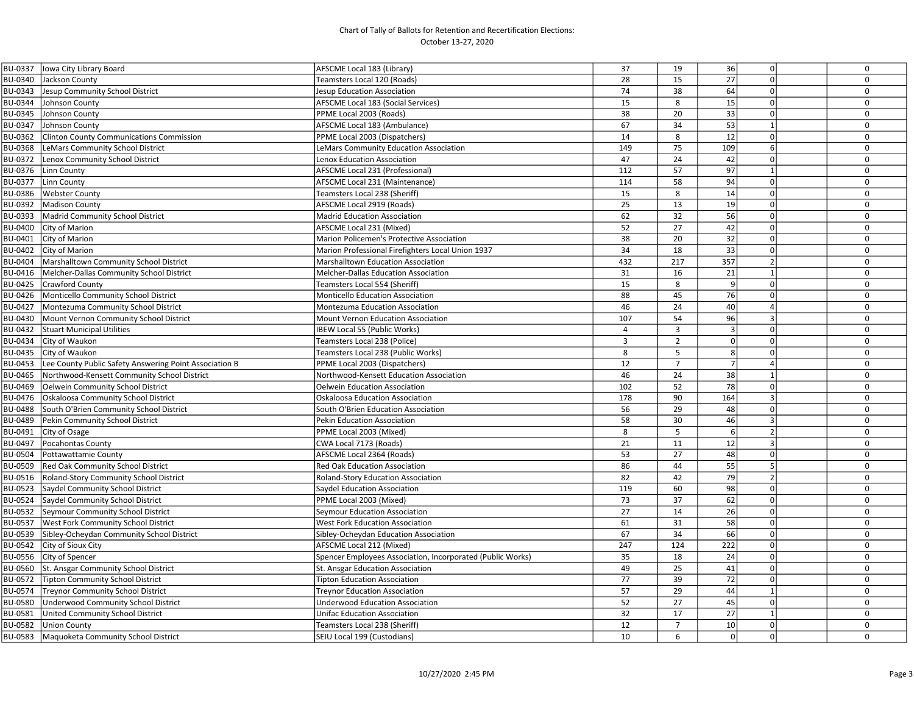Chart of Tally of Ballots for Retention and Recertification Elections:
October 13-27, 2020

| | | | | | | | | |
|---|---|---|---|---|---|---|---|---|
| BU-0337 | Iowa City Library Board | AFSCME Local 183 (Library) | 37 | 19 | 36 | 0 | | 0 |
| BU-0340 | Jackson County | Teamsters Local 120 (Roads) | 28 | 15 | 27 | 0 | | 0 |
| BU-0343 | Jesup Community School District | Jesup Education Association | 74 | 38 | 64 | 0 | | 0 |
| BU-0344 | Johnson County | AFSCME Local 183 (Social Services) | 15 | 8 | 15 | 0 | | 0 |
| BU-0345 | Johnson County | PPME Local 2003 (Roads) | 38 | 20 | 33 | 0 | | 0 |
| BU-0347 | Johnson County | AFSCME Local 183 (Ambulance) | 67 | 34 | 53 | 1 | | 0 |
| BU-0362 | Clinton County Communications Commission | PPME Local 2003 (Dispatchers) | 14 | 8 | 12 | 0 | | 0 |
| BU-0368 | LeMars Community School District | LeMars Community Education Association | 149 | 75 | 109 | 6 | | 0 |
| BU-0372 | Lenox Community School District | Lenox Education Association | 47 | 24 | 42 | 0 | | 0 |
| BU-0376 | Linn County | AFSCME Local 231 (Professional) | 112 | 57 | 97 | 1 | | 0 |
| BU-0377 | Linn County | AFSCME Local 231 (Maintenance) | 114 | 58 | 94 | 0 | | 0 |
| BU-0386 | Webster County | Teamsters Local 238 (Sheriff) | 15 | 8 | 14 | 0 | | 0 |
| BU-0392 | Madison County | AFSCME Local 2919 (Roads) | 25 | 13 | 19 | 0 | | 0 |
| BU-0393 | Madrid Community School District | Madrid Education Association | 62 | 32 | 56 | 0 | | 0 |
| BU-0400 | City of Marion | AFSCME Local 231 (Mixed) | 52 | 27 | 42 | 0 | | 0 |
| BU-0401 | City of Marion | Marion Policemen's Protective Association | 38 | 20 | 32 | 0 | | 0 |
| BU-0402 | City of Marion | Marion Professional Firefighters Local Union 1937 | 34 | 18 | 33 | 0 | | 0 |
| BU-0404 | Marshalltown Community School District | Marshalltown Education Association | 432 | 217 | 357 | 2 | | 0 |
| BU-0416 | Melcher-Dallas Community School District | Melcher-Dallas Education Association | 31 | 16 | 21 | 1 | | 0 |
| BU-0425 | Crawford County | Teamsters Local 554 (Sheriff) | 15 | 8 | 9 | 0 | | 0 |
| BU-0426 | Monticello Community School District | Monticello Education Association | 88 | 45 | 76 | 0 | | 0 |
| BU-0427 | Montezuma Community School District | Montezuma Education Association | 46 | 24 | 40 | 4 | | 0 |
| BU-0430 | Mount Vernon Community School District | Mount Vernon Education Association | 107 | 54 | 96 | 3 | | 0 |
| BU-0432 | Stuart Municipal Utilities | IBEW Local 55 (Public Works) | 4 | 3 | 3 | 0 | | 0 |
| BU-0434 | City of Waukon | Teamsters Local 238 (Police) | 3 | 2 | 0 | 0 | | 0 |
| BU-0435 | City of Waukon | Teamsters Local 238 (Public Works) | 8 | 5 | 8 | 0 | | 0 |
| BU-0453 | Lee County Public Safety Answering Point Association B | PPME Local 2003 (Dispatchers) | 12 | 7 | 7 | 4 | | 0 |
| BU-0465 | Northwood-Kensett Community School District | Northwood-Kensett Education Association | 46 | 24 | 38 | 1 | | 0 |
| BU-0469 | Oelwein Community School District | Oelwein Education Association | 102 | 52 | 78 | 0 | | 0 |
| BU-0476 | Oskaloosa Community School District | Oskaloosa Education Association | 178 | 90 | 164 | 3 | | 0 |
| BU-0488 | South O'Brien Community School District | South O'Brien Education Association | 56 | 29 | 48 | 0 | | 0 |
| BU-0489 | Pekin Community School District | Pekin Education Association | 58 | 30 | 46 | 3 | | 0 |
| BU-0491 | City of Osage | PPME Local 2003 (Mixed) | 8 | 5 | 6 | 2 | | 0 |
| BU-0497 | Pocahontas County | CWA Local 7173 (Roads) | 21 | 11 | 12 | 3 | | 0 |
| BU-0504 | Pottawattamie County | AFSCME Local 2364 (Roads) | 53 | 27 | 48 | 0 | | 0 |
| BU-0509 | Red Oak Community School District | Red Oak Education Association | 86 | 44 | 55 | 5 | | 0 |
| BU-0516 | Roland-Story Community School District | Roland-Story Education Association | 82 | 42 | 79 | 2 | | 0 |
| BU-0523 | Saydel Community School District | Saydel Education Association | 119 | 60 | 98 | 0 | | 0 |
| BU-0524 | Saydel Community School District | PPME Local 2003 (Mixed) | 73 | 37 | 62 | 0 | | 0 |
| BU-0532 | Seymour Community School District | Seymour Education Association | 27 | 14 | 26 | 0 | | 0 |
| BU-0537 | West Fork Community School District | West Fork Education Association | 61 | 31 | 58 | 0 | | 0 |
| BU-0539 | Sibley-Ocheydan Community School District | Sibley-Ocheydan Education Association | 67 | 34 | 66 | 0 | | 0 |
| BU-0542 | City of Sioux City | AFSCME Local 212 (Mixed) | 247 | 124 | 222 | 0 | | 0 |
| BU-0556 | City of Spencer | Spencer Employees Association, Incorporated (Public Works) | 35 | 18 | 24 | 0 | | 0 |
| BU-0560 | St. Ansgar Community School District | St. Ansgar Education Association | 49 | 25 | 41 | 0 | | 0 |
| BU-0572 | Tipton Community School District | Tipton Education Association | 77 | 39 | 72 | 0 | | 0 |
| BU-0574 | Treynor Community School District | Treynor Education Association | 57 | 29 | 44 | 1 | | 0 |
| BU-0580 | Underwood Community School District | Underwood Education Association | 52 | 27 | 45 | 0 | | 0 |
| BU-0581 | United Community School District | Unifac Education Association | 32 | 17 | 27 | 1 | | 0 |
| BU-0582 | Union County | Teamsters Local 238 (Sheriff) | 12 | 7 | 10 | 0 | | 0 |
| BU-0583 | Maquoketa Community School District | SEIU Local 199 (Custodians) | 10 | 6 | 0 | 0 | | 0 |

10/27/2020 2:45 PM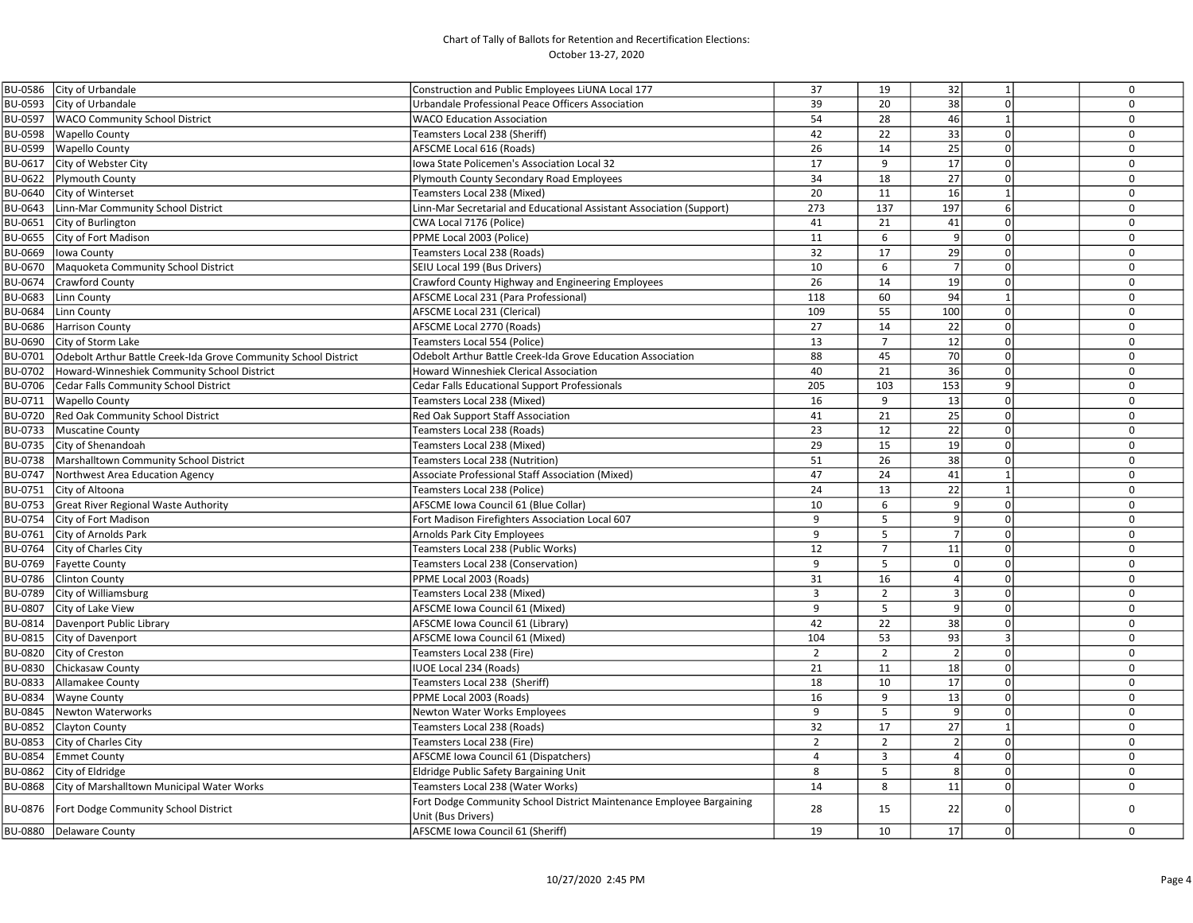Chart of Tally of Ballots for Retention and Recertification Elections:
October 13-27, 2020

| | | | | | | | | |
|---|---|---|---|---|---|---|---|---|
| BU-0586 | City of Urbandale | Construction and Public Employees LiUNA Local 177 | 37 | 19 | 32 | 1 | | 0 |
| BU-0593 | City of Urbandale | Urbandale Professional Peace Officers Association | 39 | 20 | 38 | 0 | | 0 |
| BU-0597 | WACO Community School District | WACO Education Association | 54 | 28 | 46 | 1 | | 0 |
| BU-0598 | Wapello County | Teamsters Local 238 (Sheriff) | 42 | 22 | 33 | 0 | | 0 |
| BU-0599 | Wapello County | AFSCME Local 616 (Roads) | 26 | 14 | 25 | 0 | | 0 |
| BU-0617 | City of Webster City | Iowa State Policemen's Association Local 32 | 17 | 9 | 17 | 0 | | 0 |
| BU-0622 | Plymouth County | Plymouth County Secondary Road Employees | 34 | 18 | 27 | 0 | | 0 |
| BU-0640 | City of Winterset | Teamsters Local 238 (Mixed) | 20 | 11 | 16 | 1 | | 0 |
| BU-0643 | Linn-Mar Community School District | Linn-Mar Secretarial and Educational Assistant Association (Support) | 273 | 137 | 197 | 6 | | 0 |
| BU-0651 | City of Burlington | CWA Local 7176 (Police) | 41 | 21 | 41 | 0 | | 0 |
| BU-0655 | City of Fort Madison | PPME Local 2003 (Police) | 11 | 6 | 9 | 0 | | 0 |
| BU-0669 | Iowa County | Teamsters Local 238 (Roads) | 32 | 17 | 29 | 0 | | 0 |
| BU-0670 | Maquoketa Community School District | SEIU Local 199 (Bus Drivers) | 10 | 6 | 7 | 0 | | 0 |
| BU-0674 | Crawford County | Crawford County Highway and Engineering Employees | 26 | 14 | 19 | 0 | | 0 |
| BU-0683 | Linn County | AFSCME Local 231 (Para Professional) | 118 | 60 | 94 | 1 | | 0 |
| BU-0684 | Linn County | AFSCME Local 231 (Clerical) | 109 | 55 | 100 | 0 | | 0 |
| BU-0686 | Harrison County | AFSCME Local 2770 (Roads) | 27 | 14 | 22 | 0 | | 0 |
| BU-0690 | City of Storm Lake | Teamsters Local 554 (Police) | 13 | 7 | 12 | 0 | | 0 |
| BU-0701 | Odebolt Arthur Battle Creek-Ida Grove Community School District | Odebolt Arthur Battle Creek-Ida Grove Education Association | 88 | 45 | 70 | 0 | | 0 |
| BU-0702 | Howard-Winneshiek Community School District | Howard Winneshiek Clerical Association | 40 | 21 | 36 | 0 | | 0 |
| BU-0706 | Cedar Falls Community School District | Cedar Falls Educational Support Professionals | 205 | 103 | 153 | 9 | | 0 |
| BU-0711 | Wapello County | Teamsters Local 238 (Mixed) | 16 | 9 | 13 | 0 | | 0 |
| BU-0720 | Red Oak Community School District | Red Oak Support Staff Association | 41 | 21 | 25 | 0 | | 0 |
| BU-0733 | Muscatine County | Teamsters Local 238 (Roads) | 23 | 12 | 22 | 0 | | 0 |
| BU-0735 | City of Shenandoah | Teamsters Local 238 (Mixed) | 29 | 15 | 19 | 0 | | 0 |
| BU-0738 | Marshalltown Community School District | Teamsters Local 238 (Nutrition) | 51 | 26 | 38 | 0 | | 0 |
| BU-0747 | Northwest Area Education Agency | Associate Professional Staff Association (Mixed) | 47 | 24 | 41 | 1 | | 0 |
| BU-0751 | City of Altoona | Teamsters Local 238 (Police) | 24 | 13 | 22 | 1 | | 0 |
| BU-0753 | Great River Regional Waste Authority | AFSCME Iowa Council 61 (Blue Collar) | 10 | 6 | 9 | 0 | | 0 |
| BU-0754 | City of Fort Madison | Fort Madison Firefighters Association Local 607 | 9 | 5 | 9 | 0 | | 0 |
| BU-0761 | City of Arnolds Park | Arnolds Park City Employees | 9 | 5 | 7 | 0 | | 0 |
| BU-0764 | City of Charles City | Teamsters Local 238 (Public Works) | 12 | 7 | 11 | 0 | | 0 |
| BU-0769 | Fayette County | Teamsters Local 238 (Conservation) | 9 | 5 | 0 | 0 | | 0 |
| BU-0786 | Clinton County | PPME Local 2003 (Roads) | 31 | 16 | 4 | 0 | | 0 |
| BU-0789 | City of Williamsburg | Teamsters Local 238 (Mixed) | 3 | 2 | 3 | 0 | | 0 |
| BU-0807 | City of Lake View | AFSCME Iowa Council 61 (Mixed) | 9 | 5 | 9 | 0 | | 0 |
| BU-0814 | Davenport Public Library | AFSCME Iowa Council 61 (Library) | 42 | 22 | 38 | 0 | | 0 |
| BU-0815 | City of Davenport | AFSCME Iowa Council 61 (Mixed) | 104 | 53 | 93 | 3 | | 0 |
| BU-0820 | City of Creston | Teamsters Local 238 (Fire) | 2 | 2 | 2 | 0 | | 0 |
| BU-0830 | Chickasaw County | IUOE Local 234 (Roads) | 21 | 11 | 18 | 0 | | 0 |
| BU-0833 | Allamakee County | Teamsters Local 238 (Sheriff) | 18 | 10 | 17 | 0 | | 0 |
| BU-0834 | Wayne County | PPME Local 2003 (Roads) | 16 | 9 | 13 | 0 | | 0 |
| BU-0845 | Newton Waterworks | Newton Water Works Employees | 9 | 5 | 9 | 0 | | 0 |
| BU-0852 | Clayton County | Teamsters Local 238 (Roads) | 32 | 17 | 27 | 1 | | 0 |
| BU-0853 | City of Charles City | Teamsters Local 238 (Fire) | 2 | 2 | 2 | 0 | | 0 |
| BU-0854 | Emmet County | AFSCME Iowa Council 61 (Dispatchers) | 4 | 3 | 4 | 0 | | 0 |
| BU-0862 | City of Eldridge | Eldridge Public Safety Bargaining Unit | 8 | 5 | 8 | 0 | | 0 |
| BU-0868 | City of Marshalltown Municipal Water Works | Teamsters Local 238 (Water Works) | 14 | 8 | 11 | 0 | | 0 |
| BU-0876 | Fort Dodge Community School District | Fort Dodge Community School District Maintenance Employee Bargaining Unit (Bus Drivers) | 28 | 15 | 22 | 0 | | 0 |
| BU-0880 | Delaware County | AFSCME Iowa Council 61 (Sheriff) | 19 | 10 | 17 | 0 | | 0 |

10/27/2020 2:45 PM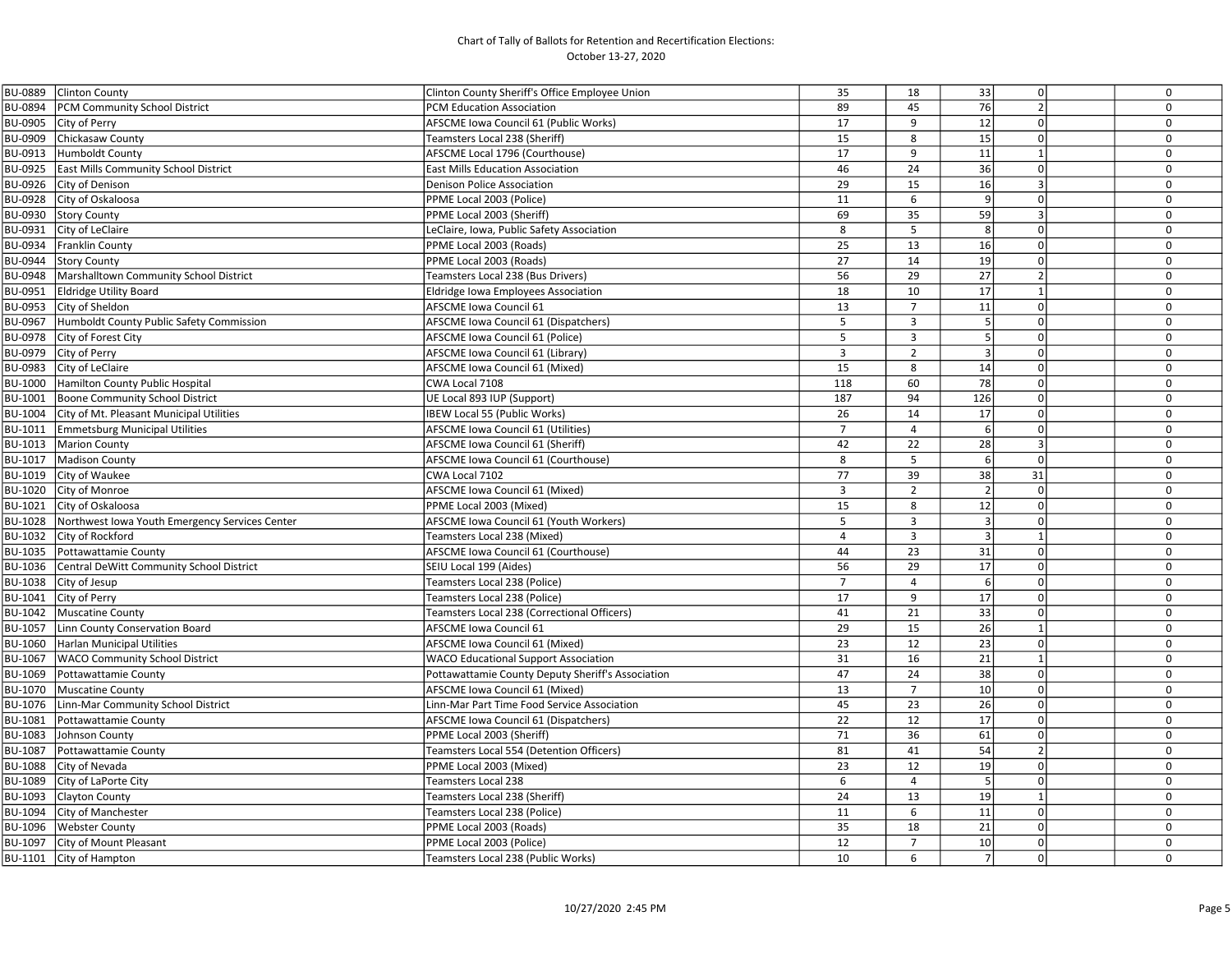Chart of Tally of Ballots for Retention and Recertification Elections:
October 13-27, 2020

| | | | | | | | | |
|---|---|---|---|---|---|---|---|---|
| BU-0889 | Clinton County | Clinton County Sheriff's Office Employee Union | 35 | 18 | 33 | 0 | | 0 |
| BU-0894 | PCM Community School District | PCM Education Association | 89 | 45 | 76 | 2 | | 0 |
| BU-0905 | City of Perry | AFSCME Iowa Council 61 (Public Works) | 17 | 9 | 12 | 0 | | 0 |
| BU-0909 | Chickasaw County | Teamsters Local 238 (Sheriff) | 15 | 8 | 15 | 0 | | 0 |
| BU-0913 | Humboldt County | AFSCME Local 1796 (Courthouse) | 17 | 9 | 11 | 1 | | 0 |
| BU-0925 | East Mills Community School District | East Mills Education Association | 46 | 24 | 36 | 0 | | 0 |
| BU-0926 | City of Denison | Denison Police Association | 29 | 15 | 16 | 3 | | 0 |
| BU-0928 | City of Oskaloosa | PPME Local 2003 (Police) | 11 | 6 | 9 | 0 | | 0 |
| BU-0930 | Story County | PPME Local 2003 (Sheriff) | 69 | 35 | 59 | 3 | | 0 |
| BU-0931 | City of LeClaire | LeClaire, Iowa, Public Safety Association | 8 | 5 | 8 | 0 | | 0 |
| BU-0934 | Franklin County | PPME Local 2003 (Roads) | 25 | 13 | 16 | 0 | | 0 |
| BU-0944 | Story County | PPME Local 2003 (Roads) | 27 | 14 | 19 | 0 | | 0 |
| BU-0948 | Marshalltown Community School District | Teamsters Local 238 (Bus Drivers) | 56 | 29 | 27 | 2 | | 0 |
| BU-0951 | Eldridge Utility Board | Eldridge Iowa Employees Association | 18 | 10 | 17 | 1 | | 0 |
| BU-0953 | City of Sheldon | AFSCME Iowa Council 61 | 13 | 7 | 11 | 0 | | 0 |
| BU-0967 | Humboldt County Public Safety Commission | AFSCME Iowa Council 61 (Dispatchers) | 5 | 3 | 5 | 0 | | 0 |
| BU-0978 | City of Forest City | AFSCME Iowa Council 61 (Police) | 5 | 3 | 5 | 0 | | 0 |
| BU-0979 | City of Perry | AFSCME Iowa Council 61 (Library) | 3 | 2 | 3 | 0 | | 0 |
| BU-0983 | City of LeClaire | AFSCME Iowa Council 61 (Mixed) | 15 | 8 | 14 | 0 | | 0 |
| BU-1000 | Hamilton County Public Hospital | CWA Local 7108 | 118 | 60 | 78 | 0 | | 0 |
| BU-1001 | Boone Community School District | UE Local 893 IUP (Support) | 187 | 94 | 126 | 0 | | 0 |
| BU-1004 | City of Mt. Pleasant Municipal Utilities | IBEW Local 55 (Public Works) | 26 | 14 | 17 | 0 | | 0 |
| BU-1011 | Emmetsburg Municipal Utilities | AFSCME Iowa Council 61 (Utilities) | 7 | 4 | 6 | 0 | | 0 |
| BU-1013 | Marion County | AFSCME Iowa Council 61 (Sheriff) | 42 | 22 | 28 | 3 | | 0 |
| BU-1017 | Madison County | AFSCME Iowa Council 61 (Courthouse) | 8 | 5 | 6 | 0 | | 0 |
| BU-1019 | City of Waukee | CWA Local 7102 | 77 | 39 | 38 | 31 | | 0 |
| BU-1020 | City of Monroe | AFSCME Iowa Council 61 (Mixed) | 3 | 2 | 2 | 0 | | 0 |
| BU-1021 | City of Oskaloosa | PPME Local 2003 (Mixed) | 15 | 8 | 12 | 0 | | 0 |
| BU-1028 | Northwest Iowa Youth Emergency Services Center | AFSCME Iowa Council 61 (Youth Workers) | 5 | 3 | 3 | 0 | | 0 |
| BU-1032 | City of Rockford | Teamsters Local 238 (Mixed) | 4 | 3 | 3 | 1 | | 0 |
| BU-1035 | Pottawattamie County | AFSCME Iowa Council 61 (Courthouse) | 44 | 23 | 31 | 0 | | 0 |
| BU-1036 | Central DeWitt Community School District | SEIU Local 199 (Aides) | 56 | 29 | 17 | 0 | | 0 |
| BU-1038 | City of Jesup | Teamsters Local 238 (Police) | 7 | 4 | 6 | 0 | | 0 |
| BU-1041 | City of Perry | Teamsters Local 238 (Police) | 17 | 9 | 17 | 0 | | 0 |
| BU-1042 | Muscatine County | Teamsters Local 238 (Correctional Officers) | 41 | 21 | 33 | 0 | | 0 |
| BU-1057 | Linn County Conservation Board | AFSCME Iowa Council 61 | 29 | 15 | 26 | 1 | | 0 |
| BU-1060 | Harlan Municipal Utilities | AFSCME Iowa Council 61 (Mixed) | 23 | 12 | 23 | 0 | | 0 |
| BU-1067 | WACO Community School District | WACO Educational Support Association | 31 | 16 | 21 | 1 | | 0 |
| BU-1069 | Pottawattamie County | Pottawattamie County Deputy Sheriff's Association | 47 | 24 | 38 | 0 | | 0 |
| BU-1070 | Muscatine County | AFSCME Iowa Council 61 (Mixed) | 13 | 7 | 10 | 0 | | 0 |
| BU-1076 | Linn-Mar Community School District | Linn-Mar Part Time Food Service Association | 45 | 23 | 26 | 0 | | 0 |
| BU-1081 | Pottawattamie County | AFSCME Iowa Council 61 (Dispatchers) | 22 | 12 | 17 | 0 | | 0 |
| BU-1083 | Johnson County | PPME Local 2003 (Sheriff) | 71 | 36 | 61 | 0 | | 0 |
| BU-1087 | Pottawattamie County | Teamsters Local 554 (Detention Officers) | 81 | 41 | 54 | 2 | | 0 |
| BU-1088 | City of Nevada | PPME Local 2003 (Mixed) | 23 | 12 | 19 | 0 | | 0 |
| BU-1089 | City of LaPorte City | Teamsters Local 238 | 6 | 4 | 5 | 0 | | 0 |
| BU-1093 | Clayton County | Teamsters Local 238 (Sheriff) | 24 | 13 | 19 | 1 | | 0 |
| BU-1094 | City of Manchester | Teamsters Local 238 (Police) | 11 | 6 | 11 | 0 | | 0 |
| BU-1096 | Webster County | PPME Local 2003 (Roads) | 35 | 18 | 21 | 0 | | 0 |
| BU-1097 | City of Mount Pleasant | PPME Local 2003 (Police) | 12 | 7 | 10 | 0 | | 0 |
| BU-1101 | City of Hampton | Teamsters Local 238 (Public Works) | 10 | 6 | 7 | 0 | | 0 |

10/27/2020 2:45 PM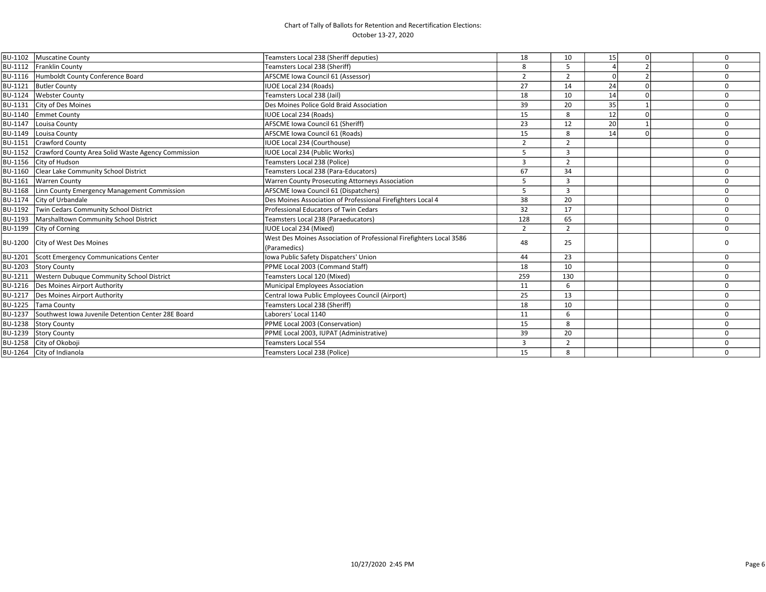| | | | | | | | | |
|---|---|---|---|---|---|---|---|---|
| BU-1102 | Muscatine County | Teamsters Local 238 (Sheriff deputies) | 18 | 10 | 15 | 0 | | 0 |
| BU-1112 | Franklin County | Teamsters Local 238 (Sheriff) | 8 | 5 | 4 | 2 | | 0 |
| BU-1116 | Humboldt County Conference Board | AFSCME Iowa Council 61 (Assessor) | 2 | 2 | 0 | 2 | | 0 |
| BU-1121 | Butler County | IUOE Local 234 (Roads) | 27 | 14 | 24 | 0 | | 0 |
| BU-1124 | Webster County | Teamsters Local 238 (Jail) | 18 | 10 | 14 | 0 | | 0 |
| BU-1131 | City of Des Moines | Des Moines Police Gold Braid Association | 39 | 20 | 35 | 1 | | 0 |
| BU-1140 | Emmet County | IUOE Local 234 (Roads) | 15 | 8 | 12 | 0 | | 0 |
| BU-1147 | Louisa County | AFSCME Iowa Council 61 (Sheriff) | 23 | 12 | 20 | 1 | | 0 |
| BU-1149 | Louisa County | AFSCME Iowa Council 61 (Roads) | 15 | 8 | 14 | 0 | | 0 |
| BU-1151 | Crawford County | IUOE Local 234 (Courthouse) | 2 | 2 | | | | 0 |
| BU-1152 | Crawford County Area Solid Waste Agency Commission | IUOE Local 234 (Public Works) | 5 | 3 | | | | 0 |
| BU-1156 | City of Hudson | Teamsters Local 238 (Police) | 3 | 2 | | | | 0 |
| BU-1160 | Clear Lake Community School District | Teamsters Local 238 (Para-Educators) | 67 | 34 | | | | 0 |
| BU-1161 | Warren County | Warren County Prosecuting Attorneys Association | 5 | 3 | | | | 0 |
| BU-1168 | Linn County Emergency Management Commission | AFSCME Iowa Council 61 (Dispatchers) | 5 | 3 | | | | 0 |
| BU-1174 | City of Urbandale | Des Moines Association of Professional Firefighters Local 4 | 38 | 20 | | | | 0 |
| BU-1192 | Twin Cedars Community School District | Professional Educators of Twin Cedars | 32 | 17 | | | | 0 |
| BU-1193 | Marshalltown Community School District | Teamsters Local 238 (Paraeducators) | 128 | 65 | | | | 0 |
| BU-1199 | City of Corning | IUOE Local 234 (Mixed) | 2 | 2 | | | | 0 |
| BU-1200 | City of West Des Moines | West Des Moines Association of Professional Firefighters Local 3586 (Paramedics) | 48 | 25 | | | | 0 |
| BU-1201 | Scott Emergency Communications Center | Iowa Public Safety Dispatchers' Union | 44 | 23 | | | | 0 |
| BU-1203 | Story County | PPME Local 2003 (Command Staff) | 18 | 10 | | | | 0 |
| BU-1211 | Western Dubuque Community School District | Teamsters Local 120 (Mixed) | 259 | 130 | | | | 0 |
| BU-1216 | Des Moines Airport Authority | Municipal Employees Association | 11 | 6 | | | | 0 |
| BU-1217 | Des Moines Airport Authority | Central Iowa Public Employees Council (Airport) | 25 | 13 | | | | 0 |
| BU-1225 | Tama County | Teamsters Local 238 (Sheriff) | 18 | 10 | | | | 0 |
| BU-1237 | Southwest Iowa Juvenile Detention Center 28E Board | Laborers' Local 1140 | 11 | 6 | | | | 0 |
| BU-1238 | Story County | PPME Local 2003 (Conservation) | 15 | 8 | | | | 0 |
| BU-1239 | Story County | PPME Local 2003, IUPAT (Administrative) | 39 | 20 | | | | 0 |
| BU-1258 | City of Okoboji | Teamsters Local 554 | 3 | 2 | | | | 0 |
| BU-1264 | City of Indianola | Teamsters Local 238 (Police) | 15 | 8 | | | | 0 |